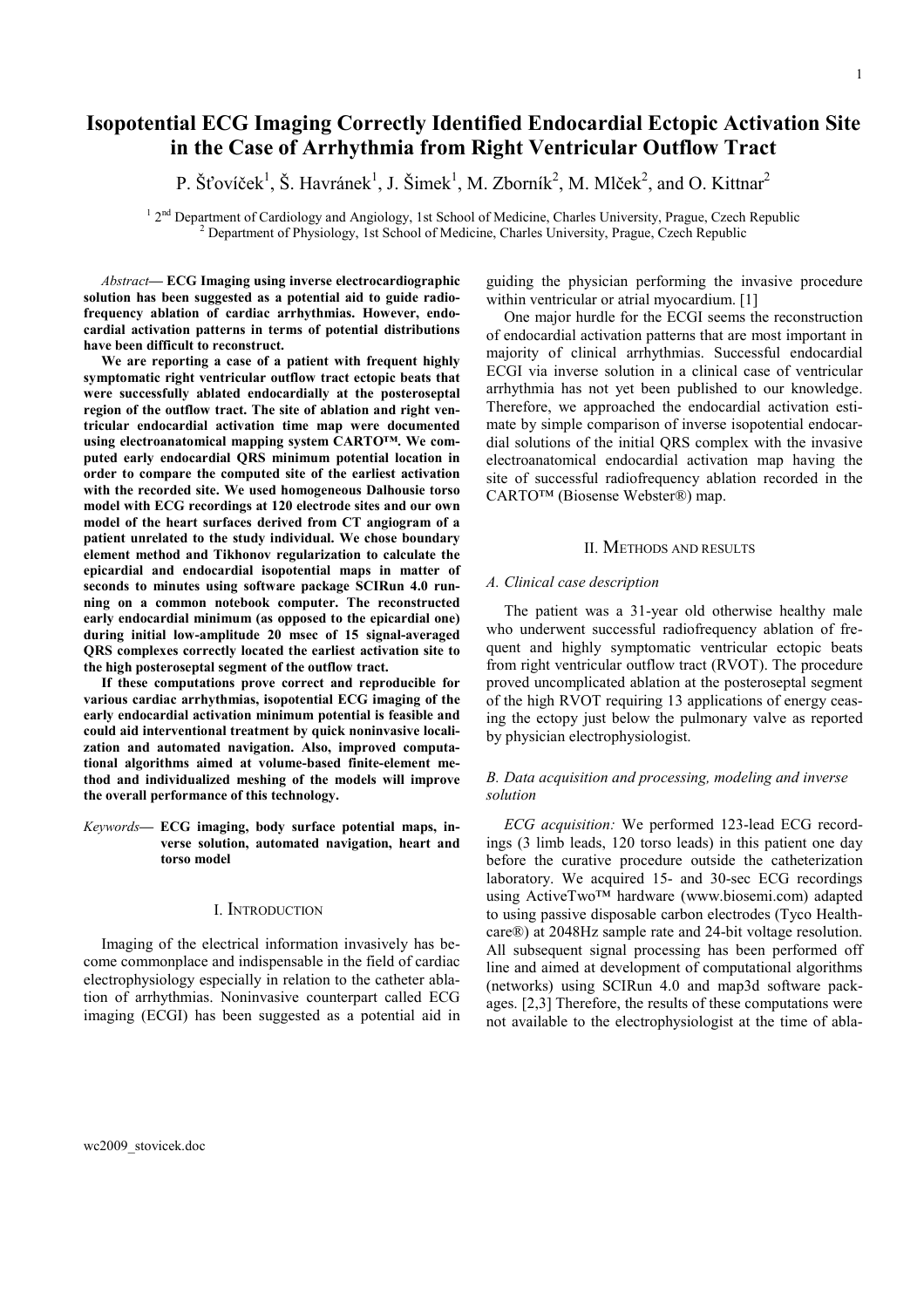# Isopotential ECG Imaging Correctly Identified Endocardial Ectopic Activation Site in the Case of Arrhythmia from Right Ventricular Outflow Tract

P. Šťovíček[1], Š. Havránek[1], J. Šimek[1], M. Zborník[2], M. Mlček[2], and O. Kittnar[2]

[1] 2nd Department of Cardiology and Angiology, 1st School of Medicine, Charles University, Prague, Czech Republic
[2] Department of Physiology, 1st School of Medicine, Charles University, Prague, Czech Republic

*Abstract*— **ECG Imaging using inverse electrocardiographic solution has been suggested as a potential aid to guide radiofrequency ablation of cardiac arrhythmias. However, endocardial activation patterns in terms of potential distributions have been difficult to reconstruct.**

**We are reporting a case of a patient with frequent highly symptomatic right ventricular outflow tract ectopic beats that were successfully ablated endocardially at the posteroseptal region of the outflow tract. The site of ablation and right ventricular endocardial activation time map were documented using electroanatomical mapping system CARTO™. We computed early endocardial QRS minimum potential location in order to compare the computed site of the earliest activation with the recorded site. We used homogeneous Dalhousie torso model with ECG recordings at 120 electrode sites and our own model of the heart surfaces derived from CT angiogram of a patient unrelated to the study individual. We chose boundary element method and Tikhonov regularization to calculate the epicardial and endocardial isopotential maps in matter of seconds to minutes using software package SCIRun 4.0 running on a common notebook computer. The reconstructed early endocardial minimum (as opposed to the epicardial one) during initial low-amplitude 20 msec of 15 signal-averaged QRS complexes correctly located the earliest activation site to the high posteroseptal segment of the outflow tract.**

**If these computations prove correct and reproducible for various cardiac arrhythmias, isopotential ECG imaging of the early endocardial activation minimum potential is feasible and could aid interventional treatment by quick noninvasive localization and automated navigation. Also, improved computational algorithms aimed at volume-based finite-element method and individualized meshing of the models will improve the overall performance of this technology.**

*Keywords*— **ECG imaging, body surface potential maps, inverse solution, automated navigation, heart and torso model**

## I. Introduction

Imaging of the electrical information invasively has become commonplace and indispensable in the field of cardiac electrophysiology especially in relation to the catheter ablation of arrhythmias. Noninvasive counterpart called ECG imaging (ECGI) has been suggested as a potential aid in guiding the physician performing the invasive procedure within ventricular or atrial myocardium. [1]

One major hurdle for the ECGI seems the reconstruction of endocardial activation patterns that are most important in majority of clinical arrhythmias. Successful endocardial ECGI via inverse solution in a clinical case of ventricular arrhythmia has not yet been published to our knowledge. Therefore, we approached the endocardial activation estimate by simple comparison of inverse isopotential endocardial solutions of the initial QRS complex with the invasive electroanatomical endocardial activation map having the site of successful radiofrequency ablation recorded in the CARTO™ (Biosense Webster®) map.

## II. Methods and results

### *A. Clinical case description*

The patient was a 31-year old otherwise healthy male who underwent successful radiofrequency ablation of frequent and highly symptomatic ventricular ectopic beats from right ventricular outflow tract (RVOT). The procedure proved uncomplicated ablation at the posteroseptal segment of the high RVOT requiring 13 applications of energy ceasing the ectopy just below the pulmonary valve as reported by physician electrophysiologist.

### *B. Data acquisition and processing, modeling and inverse solution*

*ECG acquisition:* We performed 123-lead ECG recordings (3 limb leads, 120 torso leads) in this patient one day before the curative procedure outside the catheterization laboratory. We acquired 15- and 30-sec ECG recordings using ActiveTwo™ hardware (www.biosemi.com) adapted to using passive disposable carbon electrodes (Tyco Healthcare®) at 2048Hz sample rate and 24-bit voltage resolution. All subsequent signal processing has been performed off line and aimed at development of computational algorithms (networks) using SCIRun 4.0 and map3d software packages. [2,3] Therefore, the results of these computations were not available to the electrophysiologist at the time of abla-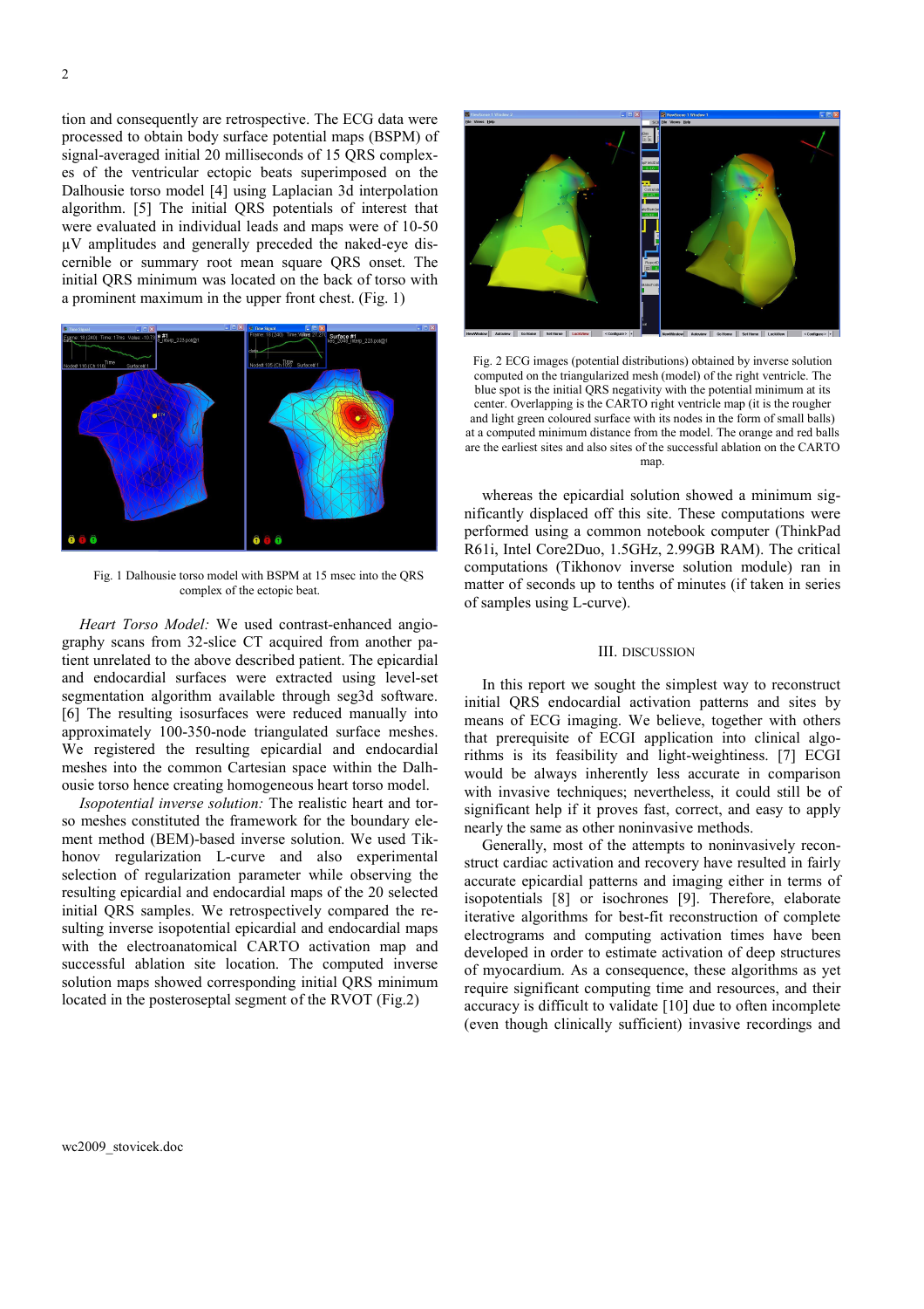tion and consequently are retrospective. The ECG data were processed to obtain body surface potential maps (BSPM) of signal-averaged initial 20 milliseconds of 15 QRS complexes of the ventricular ectopic beats superimposed on the Dalhousie torso model [4] using Laplacian 3d interpolation algorithm. [5] The initial QRS potentials of interest that were evaluated in individual leads and maps were of 10-50 µV amplitudes and generally preceded the naked-eye discernible or summary root mean square QRS onset. The initial QRS minimum was located on the back of torso with a prominent maximum in the upper front chest. (Fig. 1)

Fig. 1 Dalhousie torso model with BSPM at 15 msec into the QRS complex of the ectopic beat.

*Heart Torso Model:* We used contrast-enhanced angiography scans from 32-slice CT acquired from another patient unrelated to the above described patient. The epicardial and endocardial surfaces were extracted using level-set segmentation algorithm available through seg3d software. [6] The resulting isosurfaces were reduced manually into approximately 100-350-node triangulated surface meshes. We registered the resulting epicardial and endocardial meshes into the common Cartesian space within the Dalhousie torso hence creating homogeneous heart torso model.

*Isopotential inverse solution:* The realistic heart and torso meshes constituted the framework for the boundary element method (BEM)-based inverse solution. We used Tikhonov regularization L-curve and also experimental selection of regularization parameter while observing the resulting epicardial and endocardial maps of the 20 selected initial QRS samples. We retrospectively compared the resulting inverse isopotential epicardial and endocardial maps with the electroanatomical CARTO activation map and successful ablation site location. The computed inverse solution maps showed corresponding initial QRS minimum located in the posteroseptal segment of the RVOT (Fig.2)

Fig. 2 ECG images (potential distributions) obtained by inverse solution computed on the triangularized mesh (model) of the right ventricle. The blue spot is the initial QRS negativity with the potential minimum at its center. Overlapping is the CARTO right ventricle map (it is the rougher and light green coloured surface with its nodes in the form of small balls) at a computed minimum distance from the model. The orange and red balls are the earliest sites and also sites of the successful ablation on the CARTO map.

whereas the epicardial solution showed a minimum significantly displaced off this site. These computations were performed using a common notebook computer (ThinkPad R61i, Intel Core2Duo, 1.5GHz, 2.99GB RAM). The critical computations (Tikhonov inverse solution module) ran in matter of seconds up to tenths of minutes (if taken in series of samples using L-curve).

## III. Discussion

In this report we sought the simplest way to reconstruct initial QRS endocardial activation patterns and sites by means of ECG imaging. We believe, together with others that prerequisite of ECGI application into clinical algorithms is its feasibility and light-weightiness. [7] ECGI would be always inherently less accurate in comparison with invasive techniques; nevertheless, it could still be of significant help if it proves fast, correct, and easy to apply nearly the same as other noninvasive methods.

Generally, most of the attempts to noninvasively reconstruct cardiac activation and recovery have resulted in fairly accurate epicardial patterns and imaging either in terms of isopotentials [8] or isochrones [9]. Therefore, elaborate iterative algorithms for best-fit reconstruction of complete electrograms and computing activation times have been developed in order to estimate activation of deep structures of myocardium. As a consequence, these algorithms as yet require significant computing time and resources, and their accuracy is difficult to validate [10] due to often incomplete (even though clinically sufficient) invasive recordings and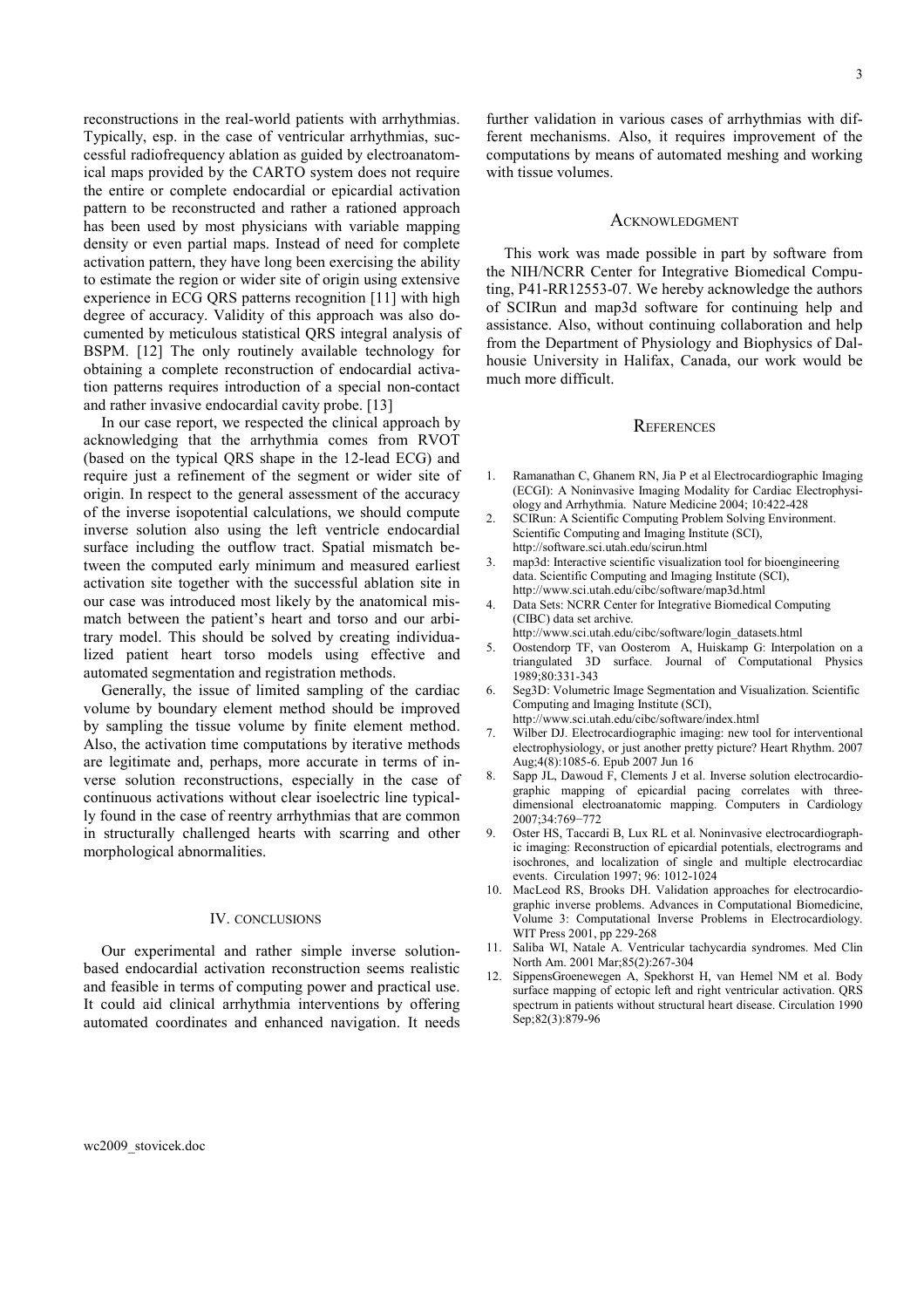reconstructions in the real-world patients with arrhythmias. Typically, esp. in the case of ventricular arrhythmias, successful radiofrequency ablation as guided by electroanatomical maps provided by the CARTO system does not require the entire or complete endocardial or epicardial activation pattern to be reconstructed and rather a rationed approach has been used by most physicians with variable mapping density or even partial maps. Instead of need for complete activation pattern, they have long been exercising the ability to estimate the region or wider site of origin using extensive experience in ECG QRS patterns recognition [11] with high degree of accuracy. Validity of this approach was also documented by meticulous statistical QRS integral analysis of BSPM. [12] The only routinely available technology for obtaining a complete reconstruction of endocardial activation patterns requires introduction of a special non-contact and rather invasive endocardial cavity probe. [13]

In our case report, we respected the clinical approach by acknowledging that the arrhythmia comes from RVOT (based on the typical QRS shape in the 12-lead ECG) and require just a refinement of the segment or wider site of origin. In respect to the general assessment of the accuracy of the inverse isopotential calculations, we should compute inverse solution also using the left ventricle endocardial surface including the outflow tract. Spatial mismatch between the computed early minimum and measured earliest activation site together with the successful ablation site in our case was introduced most likely by the anatomical mismatch between the patient's heart and torso and our arbitrary model. This should be solved by creating individualized patient heart torso models using effective and automated segmentation and registration methods.

Generally, the issue of limited sampling of the cardiac volume by boundary element method should be improved by sampling the tissue volume by finite element method. Also, the activation time computations by iterative methods are legitimate and, perhaps, more accurate in terms of inverse solution reconstructions, especially in the case of continuous activations without clear isoelectric line typically found in the case of reentry arrhythmias that are common in structurally challenged hearts with scarring and other morphological abnormalities.

## IV. Conclusions

Our experimental and rather simple inverse solution-based endocardial activation reconstruction seems realistic and feasible in terms of computing power and practical use. It could aid clinical arrhythmia interventions by offering automated coordinates and enhanced navigation. It needs further validation in various cases of arrhythmias with different mechanisms. Also, it requires improvement of the computations by means of automated meshing and working with tissue volumes.

## Acknowledgment

This work was made possible in part by software from the NIH/NCRR Center for Integrative Biomedical Computing, P41-RR12553-07. We hereby acknowledge the authors of SCIRun and map3d software for continuing help and assistance. Also, without continuing collaboration and help from the Department of Physiology and Biophysics of Dalhousie University in Halifax, Canada, our work would be much more difficult.

## References

1. Ramanathan C, Ghanem RN, Jia P et al Electrocardiographic Imaging (ECGI): A Noninvasive Imaging Modality for Cardiac Electrophysiology and Arrhythmia. Nature Medicine 2004; 10:422-428
2. SCIRun: A Scientific Computing Problem Solving Environment. Scientific Computing and Imaging Institute (SCI), http://software.sci.utah.edu/scirun.html
3. map3d: Interactive scientific visualization tool for bioengineering data. Scientific Computing and Imaging Institute (SCI), http://www.sci.utah.edu/cibc/software/map3d.html
4. Data Sets: NCRR Center for Integrative Biomedical Computing (CIBC) data set archive. http://www.sci.utah.edu/cibc/software/login_datasets.html
5. Oostendorp TF, van Oosterom A, Huiskamp G: Interpolation on a triangulated 3D surface. Journal of Computational Physics 1989;80:331-343
6. Seg3D: Volumetric Image Segmentation and Visualization. Scientific Computing and Imaging Institute (SCI), http://www.sci.utah.edu/cibc/software/index.html
7. Wilber DJ. Electrocardiographic imaging: new tool for interventional electrophysiology, or just another pretty picture? Heart Rhythm. 2007 Aug;4(8):1085-6. Epub 2007 Jun 16
8. Sapp JL, Dawoud F, Clements J et al. Inverse solution electrocardiographic mapping of epicardial pacing correlates with three-dimensional electroanatomic mapping. Computers in Cardiology 2007;34:769−772
9. Oster HS, Taccardi B, Lux RL et al. Noninvasive electrocardiographic imaging: Reconstruction of epicardial potentials, electrograms and isochrones, and localization of single and multiple electrocardiac events. Circulation 1997; 96: 1012-1024
10. MacLeod RS, Brooks DH. Validation approaches for electrocardiographic inverse problems. Advances in Computational Biomedicine, Volume 3: Computational Inverse Problems in Electrocardiology. WIT Press 2001, pp 229-268
11. Saliba WI, Natale A. Ventricular tachycardia syndromes. Med Clin North Am. 2001 Mar;85(2):267-304
12. SippensGroenewegen A, Spekhorst H, van Hemel NM et al. Body surface mapping of ectopic left and right ventricular activation. QRS spectrum in patients without structural heart disease. Circulation 1990 Sep;82(3):879-96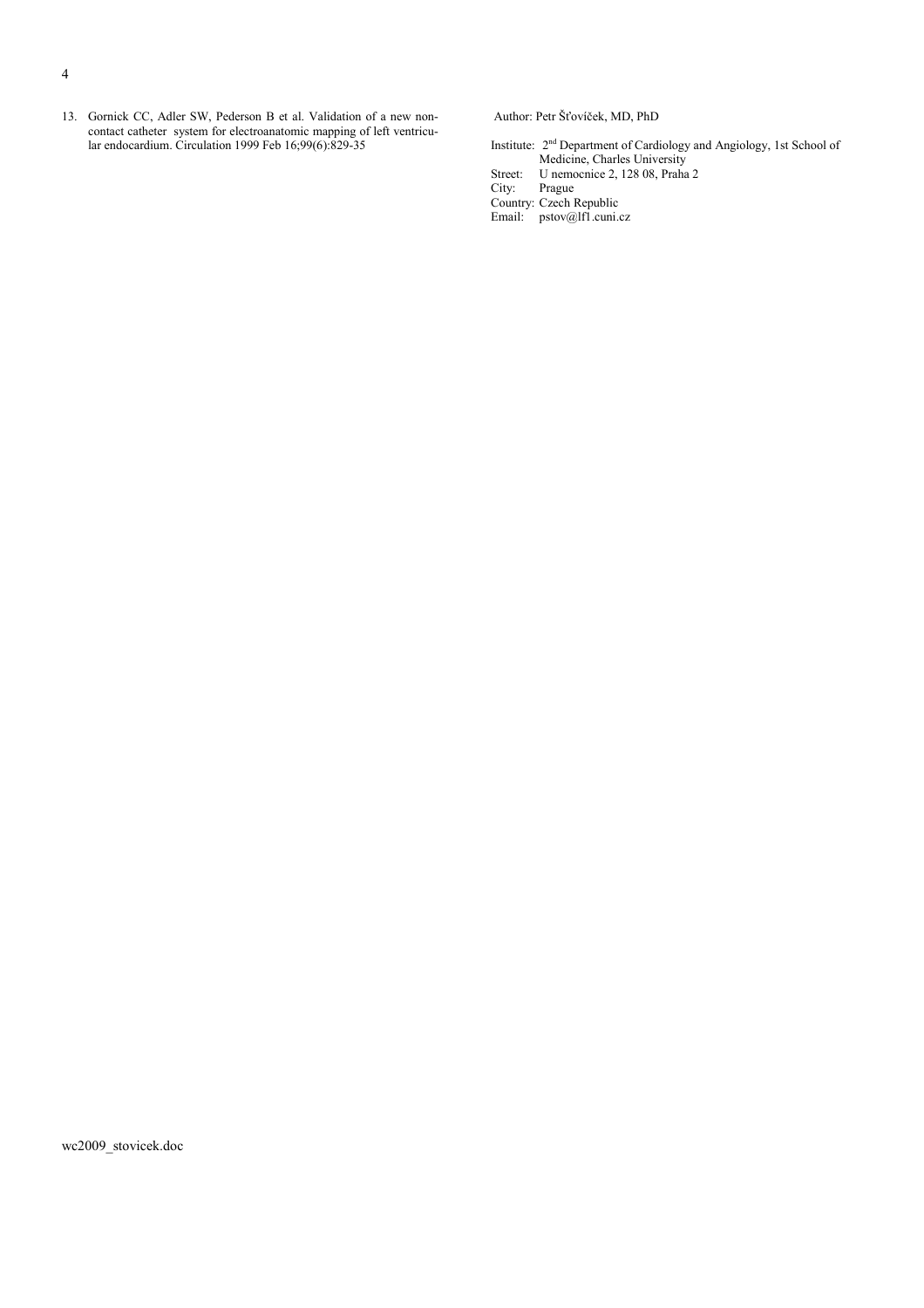13. Gornick CC, Adler SW, Pederson B et al. Validation of a new non-contact catheter system for electroanatomic mapping of left ventricular endocardium. Circulation 1999 Feb 16;99(6):829-35

Author: Petr Šťovíček, MD, PhD

Institute: 2nd Department of Cardiology and Angiology, 1st School of Medicine, Charles University
Street: U nemocnice 2, 128 08, Praha 2
City: Prague
Country: Czech Republic
Email: pstov@lf1.cuni.cz